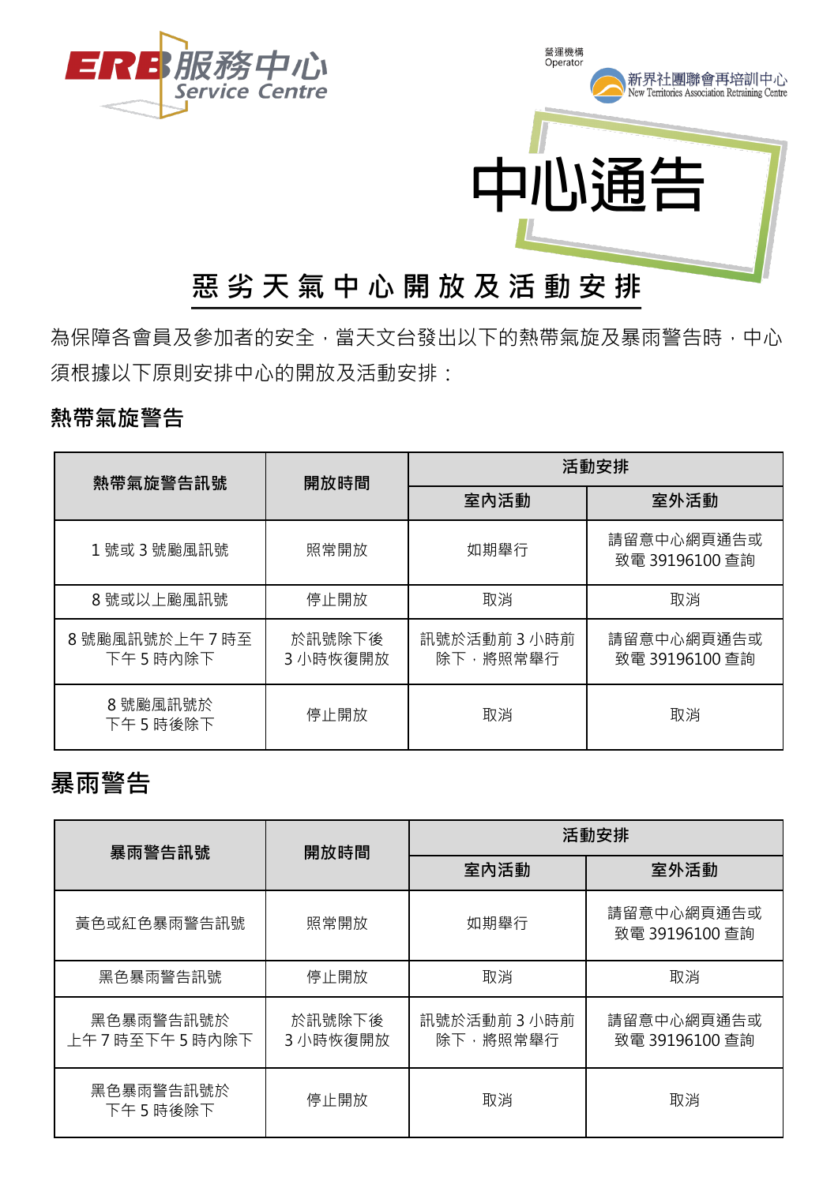ERB服務中心
Service Centre

營運機構
Operator

新界社團聯會再培訓中心
New Territories Association Retraining Centre

# 中心通告

## 惡劣天氣中心開放及活動安排

為保障各會員及參加者的安全，當天文台發出以下的熱帶氣旋及暴雨警告時，中心須根據以下原則安排中心的開放及活動安排：

### 熱帶氣旋警告

| 熱帶氣旋警告訊號 | 開放時間 | 活動安排 | |
|---|---|---|---|
| | | 室內活動 | 室外活動 |
| 1 號或 3 號颱風訊號 | 照常開放 | 如期舉行 | 請留意中心網頁通告或致電 39196100 查詢 |
| 8 號或以上颱風訊號 | 停止開放 | 取消 | 取消 |
| 8 號颱風訊號於上午 7 時至下午 5 時內除下 | 於訊號除下後 3 小時恢復開放 | 訊號於活動前 3 小時前除下，將照常舉行 | 請留意中心網頁通告或致電 39196100 查詢 |
| 8 號颱風訊號於下午 5 時後除下 | 停止開放 | 取消 | 取消 |

### 暴雨警告

| 暴雨警告訊號 | 開放時間 | 活動安排 | |
|---|---|---|---|
| | | 室內活動 | 室外活動 |
| 黃色或紅色暴雨警告訊號 | 照常開放 | 如期舉行 | 請留意中心網頁通告或致電 39196100 查詢 |
| 黑色暴雨警告訊號 | 停止開放 | 取消 | 取消 |
| 黑色暴雨警告訊號於上午 7 時至下午 5 時內除下 | 於訊號除下後 3 小時恢復開放 | 訊號於活動前 3 小時前除下，將照常舉行 | 請留意中心網頁通告或致電 39196100 查詢 |
| 黑色暴雨警告訊號於下午 5 時後除下 | 停止開放 | 取消 | 取消 |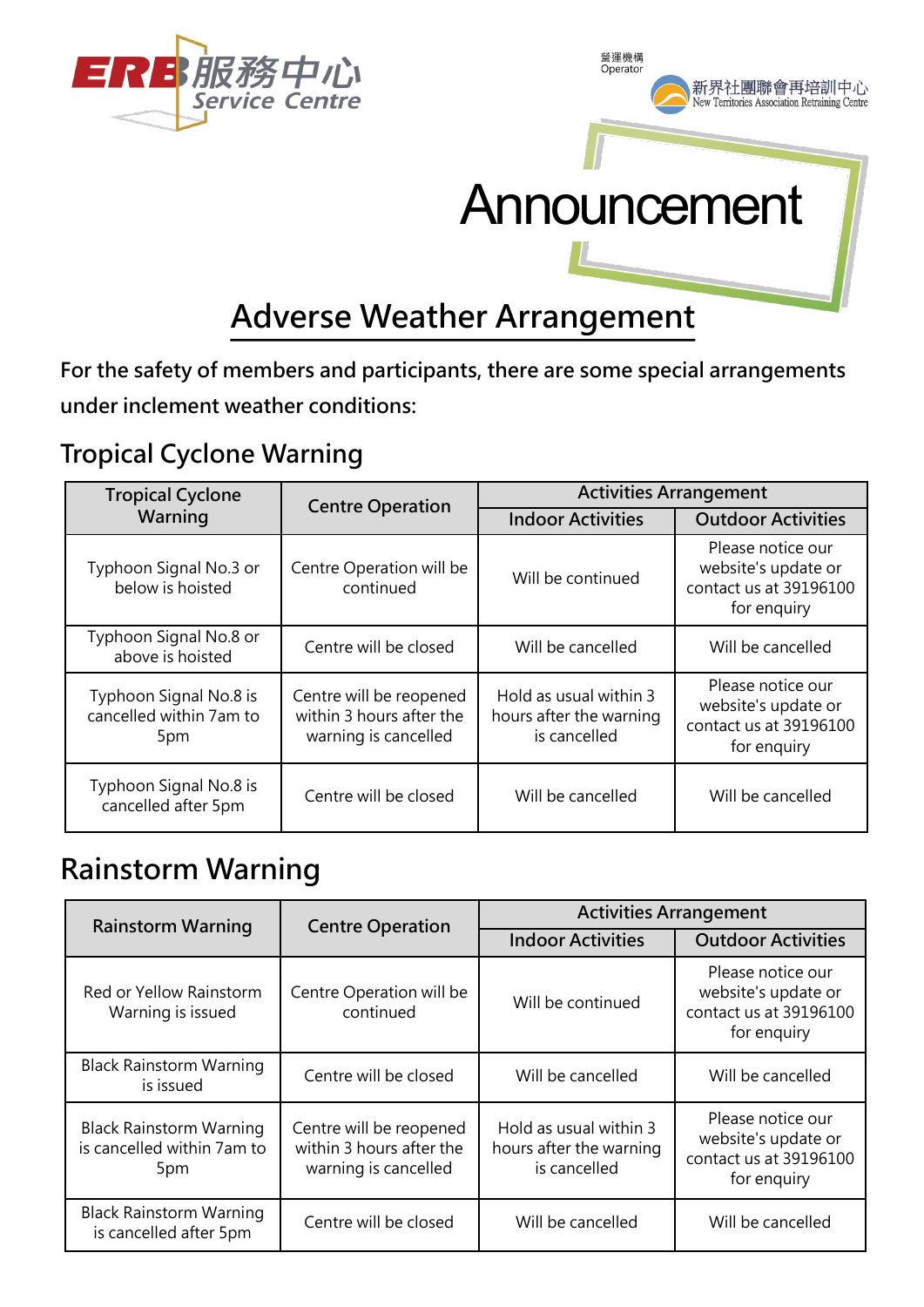ERB服務中心 Service Centre

營運機構 Operator 新界社團聯會再培訓中心 New Territories Association Retraining Centre

# Announcement

## Adverse Weather Arrangement

**For the safety of members and participants, there are some special arrangements under inclement weather conditions:**

### Tropical Cyclone Warning

| Tropical Cyclone Warning | Centre Operation | Activities Arrangement | |
|---|---|---|---|
| | | Indoor Activities | Outdoor Activities |
| Typhoon Signal No.3 or below is hoisted | Centre Operation will be continued | Will be continued | Please notice our website's update or contact us at 39196100 for enquiry |
| Typhoon Signal No.8 or above is hoisted | Centre will be closed | Will be cancelled | Will be cancelled |
| Typhoon Signal No.8 is cancelled within 7am to 5pm | Centre will be reopened within 3 hours after the warning is cancelled | Hold as usual within 3 hours after the warning is cancelled | Please notice our website's update or contact us at 39196100 for enquiry |
| Typhoon Signal No.8 is cancelled after 5pm | Centre will be closed | Will be cancelled | Will be cancelled |

### Rainstorm Warning

| Rainstorm Warning | Centre Operation | Activities Arrangement | |
|---|---|---|---|
| | | Indoor Activities | Outdoor Activities |
| Red or Yellow Rainstorm Warning is issued | Centre Operation will be continued | Will be continued | Please notice our website's update or contact us at 39196100 for enquiry |
| Black Rainstorm Warning is issued | Centre will be closed | Will be cancelled | Will be cancelled |
| Black Rainstorm Warning is cancelled within 7am to 5pm | Centre will be reopened within 3 hours after the warning is cancelled | Hold as usual within 3 hours after the warning is cancelled | Please notice our website's update or contact us at 39196100 for enquiry |
| Black Rainstorm Warning is cancelled after 5pm | Centre will be closed | Will be cancelled | Will be cancelled |